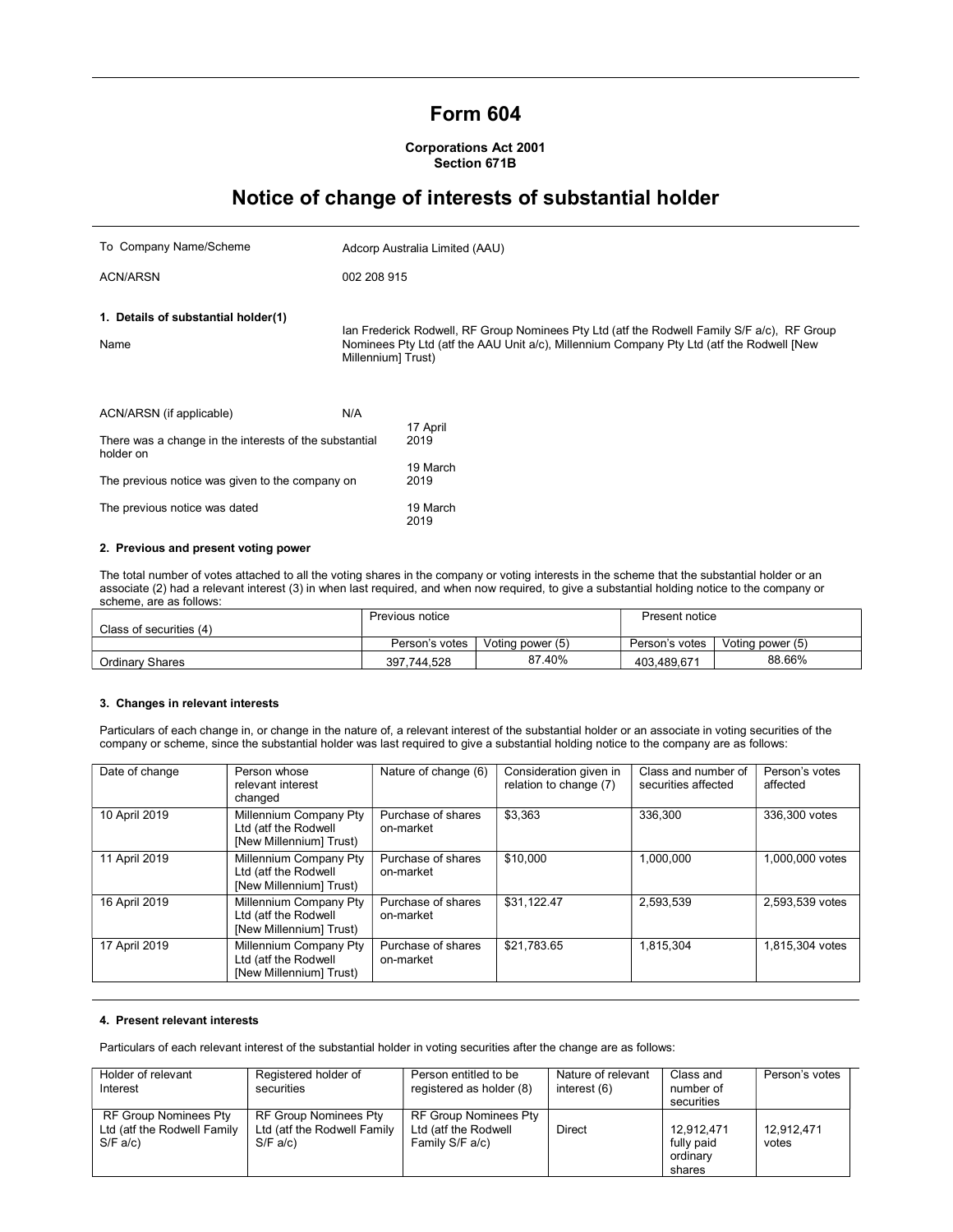# Form 604

**Corporations Act 2001**
**Section 671B**

# Notice of change of interests of substantial holder

| | |
|---|---|
| To Company Name/Scheme | Adcorp Australia Limited (AAU) |
| ACN/ARSN | 002 208 915 |

**1. Details of substantial holder(1)**

| | |
|---|---|
| Name | Ian Frederick Rodwell, RF Group Nominees Pty Ltd (atf the Rodwell Family S/F a/c), RF Group Nominees Pty Ltd (atf the AAU Unit a/c), Millennium Company Pty Ltd (atf the Rodwell [New Millennium] Trust) |
| ACN/ARSN (if applicable) | N/A |
| There was a change in the interests of the substantial holder on | 17 April 2019 |
| The previous notice was given to the company on | 19 March 2019 |
| The previous notice was dated | 19 March 2019 |

**2. Previous and present voting power**

The total number of votes attached to all the voting shares in the company or voting interests in the scheme that the substantial holder or an associate (2) had a relevant interest (3) in when last required, and when now required, to give a substantial holding notice to the company or scheme, are as follows:

| Class of securities (4) | Previous notice | | Present notice | |
|---|---|---|---|---|
| | Person's votes | Voting power (5) | Person's votes | Voting power (5) |
| Ordinary Shares | 397,744,528 | 87.40% | 403,489,671 | 88.66% |

**3. Changes in relevant interests**

Particulars of each change in, or change in the nature of, a relevant interest of the substantial holder or an associate in voting securities of the company or scheme, since the substantial holder was last required to give a substantial holding notice to the company are as follows:

| Date of change | Person whose relevant interest changed | Nature of change (6) | Consideration given in relation to change (7) | Class and number of securities affected | Person's votes affected |
|---|---|---|---|---|---|
| 10 April 2019 | Millennium Company Pty Ltd (atf the Rodwell [New Millennium] Trust) | Purchase of shares on-market | $3,363 | 336,300 | 336,300 votes |
| 11 April 2019 | Millennium Company Pty Ltd (atf the Rodwell [New Millennium] Trust) | Purchase of shares on-market | $10,000 | 1,000,000 | 1,000,000 votes |
| 16 April 2019 | Millennium Company Pty Ltd (atf the Rodwell [New Millennium] Trust) | Purchase of shares on-market | $31,122.47 | 2,593,539 | 2,593,539 votes |
| 17 April 2019 | Millennium Company Pty Ltd (atf the Rodwell [New Millennium] Trust) | Purchase of shares on-market | $21,783.65 | 1,815,304 | 1,815,304 votes |

**4. Present relevant interests**

Particulars of each relevant interest of the substantial holder in voting securities after the change are as follows:

| Holder of relevant Interest | Registered holder of securities | Person entitled to be registered as holder (8) | Nature of relevant interest (6) | Class and number of securities | Person's votes |
|---|---|---|---|---|---|
| RF Group Nominees Pty Ltd (atf the Rodwell Family S/F a/c) | RF Group Nominees Pty Ltd (atf the Rodwell Family S/F a/c) | RF Group Nominees Pty Ltd (atf the Rodwell Family S/F a/c) | Direct | 12,912,471 fully paid ordinary shares | 12,912,471 votes |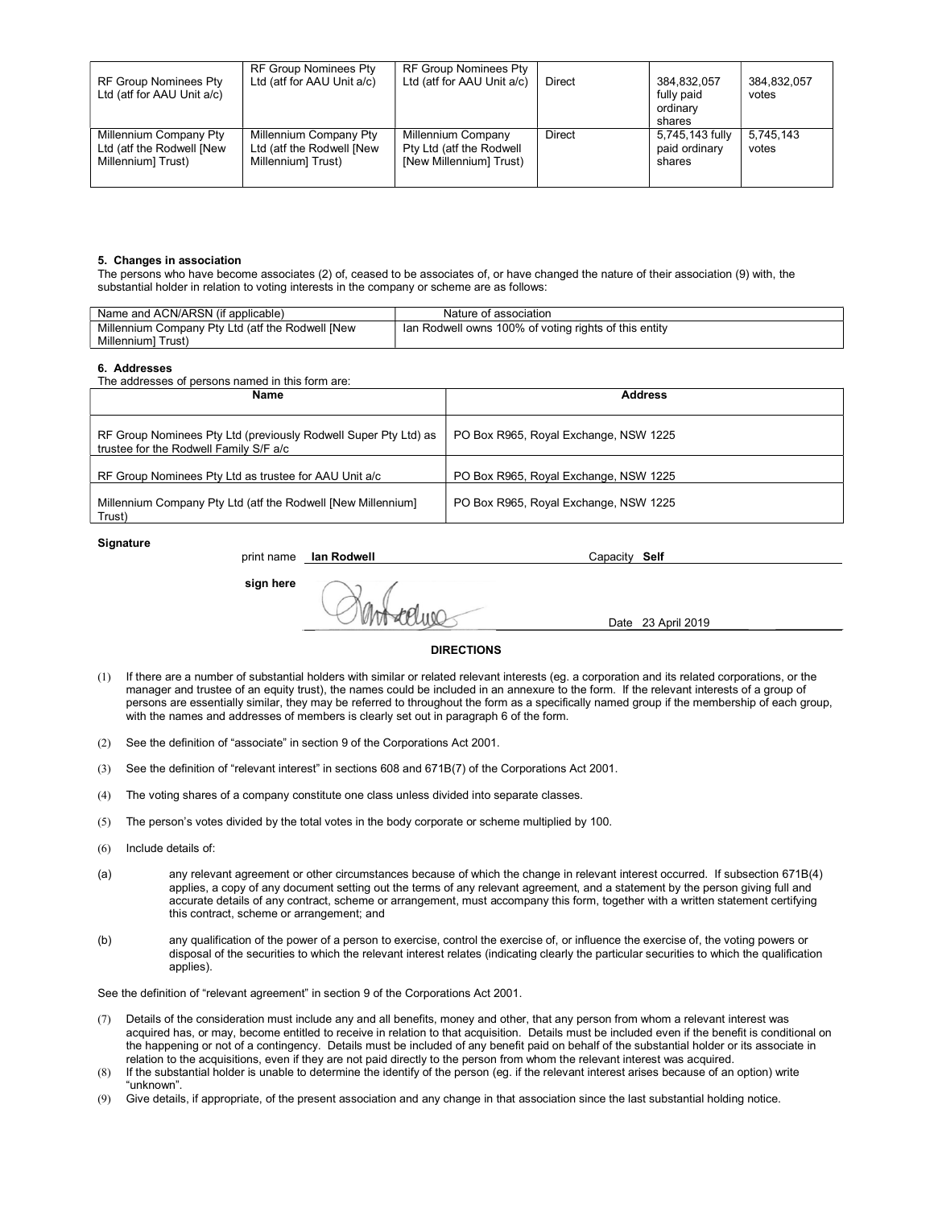| | | | | | |
|---|---|---|---|---|---|
| RF Group Nominees Pty Ltd (atf for AAU Unit a/c) | RF Group Nominees Pty Ltd (atf for AAU Unit a/c) | RF Group Nominees Pty Ltd (atf for AAU Unit a/c) | Direct | 384,832,057 fully paid ordinary shares | 384,832,057 votes |
| Millennium Company Pty Ltd (atf the Rodwell [New Millennium] Trust) | Millennium Company Pty Ltd (atf the Rodwell [New Millennium] Trust) | Millennium Company Pty Ltd (atf the Rodwell [New Millennium] Trust) | Direct | 5,745,143 fully paid ordinary shares | 5,745,143 votes |

**5. Changes in association**

The persons who have become associates (2) of, ceased to be associates of, or have changed the nature of their association (9) with, the substantial holder in relation to voting interests in the company or scheme are as follows:

| Name and ACN/ARSN (if applicable) | Nature of association |
|---|---|
| Millennium Company Pty Ltd (atf the Rodwell [New Millennium] Trust) | Ian Rodwell owns 100% of voting rights of this entity |

**6. Addresses**

The addresses of persons named in this form are:

| Name | Address |
|---|---|
| RF Group Nominees Pty Ltd (previously Rodwell Super Pty Ltd) as trustee for the Rodwell Family S/F a/c | PO Box R965, Royal Exchange, NSW 1225 |
| RF Group Nominees Pty Ltd as trustee for AAU Unit a/c | PO Box R965, Royal Exchange, NSW 1225 |
| Millennium Company Pty Ltd (atf the Rodwell [New Millennium] Trust) | PO Box R965, Royal Exchange, NSW 1225 |

**Signature**

print name **Ian Rodwell** Capacity **Self**

**sign here**

Date 23 April 2019

**DIRECTIONS**

(1) If there are a number of substantial holders with similar or related relevant interests (eg. a corporation and its related corporations, or the manager and trustee of an equity trust), the names could be included in an annexure to the form. If the relevant interests of a group of persons are essentially similar, they may be referred to throughout the form as a specifically named group if the membership of each group, with the names and addresses of members is clearly set out in paragraph 6 of the form.

(2) See the definition of "associate" in section 9 of the Corporations Act 2001.

(3) See the definition of "relevant interest" in sections 608 and 671B(7) of the Corporations Act 2001.

(4) The voting shares of a company constitute one class unless divided into separate classes.

(5) The person's votes divided by the total votes in the body corporate or scheme multiplied by 100.

(6) Include details of:

(a) any relevant agreement or other circumstances because of which the change in relevant interest occurred. If subsection 671B(4) applies, a copy of any document setting out the terms of any relevant agreement, and a statement by the person giving full and accurate details of any contract, scheme or arrangement, must accompany this form, together with a written statement certifying this contract, scheme or arrangement; and

(b) any qualification of the power of a person to exercise, control the exercise of, or influence the exercise of, the voting powers or disposal of the securities to which the relevant interest relates (indicating clearly the particular securities to which the qualification applies).

See the definition of "relevant agreement" in section 9 of the Corporations Act 2001.

(7) Details of the consideration must include any and all benefits, money and other, that any person from whom a relevant interest was acquired has, or may, become entitled to receive in relation to that acquisition. Details must be included even if the benefit is conditional on the happening or not of a contingency. Details must be included of any benefit paid on behalf of the substantial holder or its associate in relation to the acquisitions, even if they are not paid directly to the person from whom the relevant interest was acquired.

(8) If the substantial holder is unable to determine the identify of the person (eg. if the relevant interest arises because of an option) write "unknown".

(9) Give details, if appropriate, of the present association and any change in that association since the last substantial holding notice.